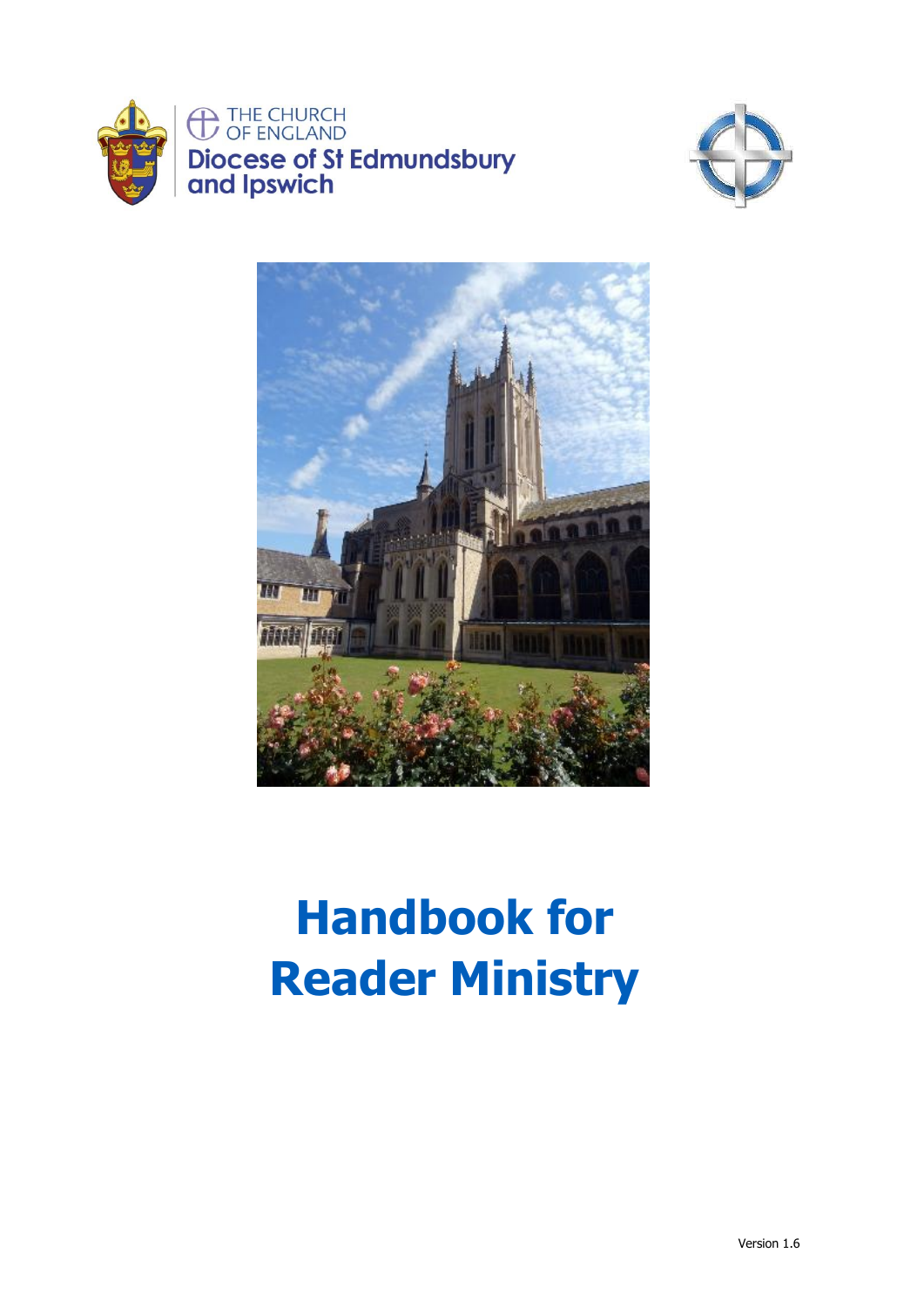THE CHURCH OF ENGLAND

Diocese of St Edmundsbury and Ipswich

# Handbook for Reader Ministry

Version 1.6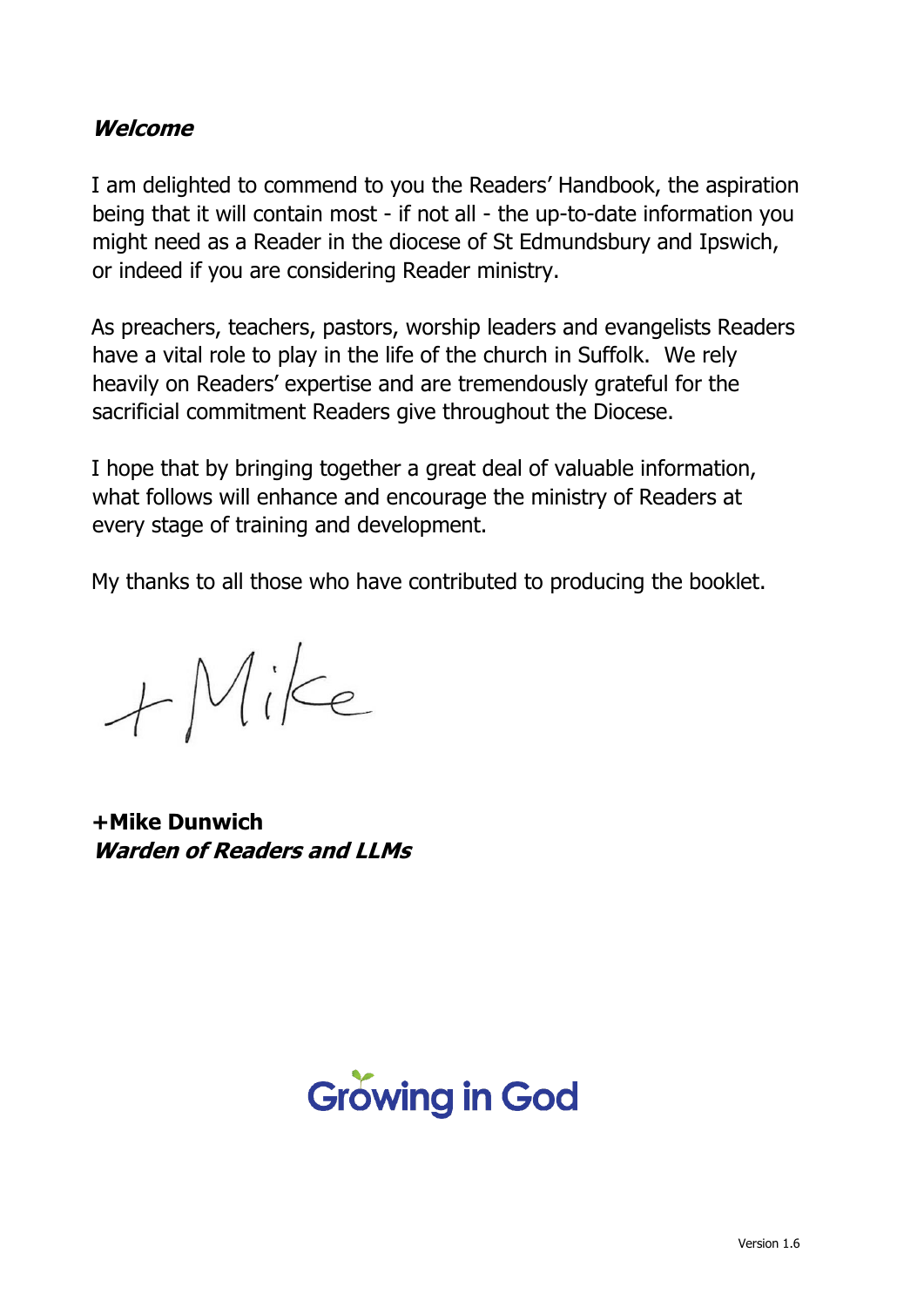## *Welcome*

I am delighted to commend to you the Readers' Handbook, the aspiration being that it will contain most - if not all - the up-to-date information you might need as a Reader in the diocese of St Edmundsbury and Ipswich, or indeed if you are considering Reader ministry.

As preachers, teachers, pastors, worship leaders and evangelists Readers have a vital role to play in the life of the church in Suffolk. We rely heavily on Readers' expertise and are tremendously grateful for the sacrificial commitment Readers give throughout the Diocese.

I hope that by bringing together a great deal of valuable information, what follows will enhance and encourage the ministry of Readers at every stage of training and development.

My thanks to all those who have contributed to producing the booklet.

+Mike

**+Mike Dunwich**
***Warden of Readers and LLMs***

Growing in God

Version 1.6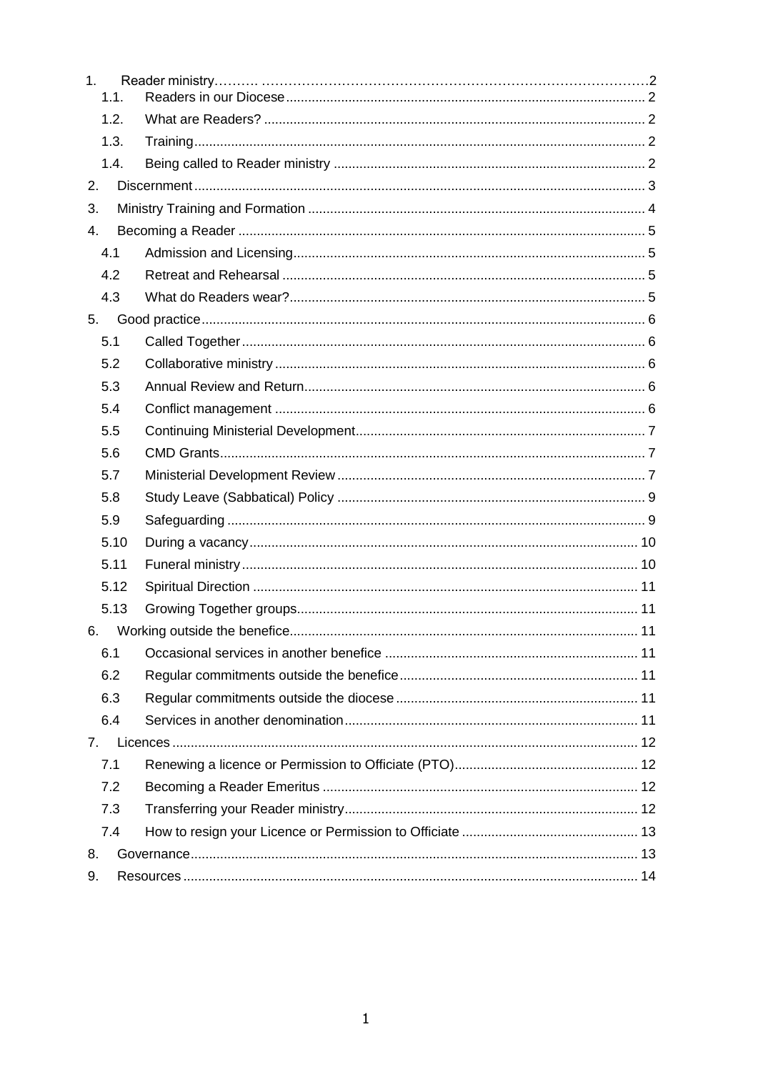- 1. Reader ministry .......... 2
  - 1.1. Readers in our Diocese .......... 2
  - 1.2. What are Readers? .......... 2
  - 1.3. Training .......... 2
  - 1.4. Being called to Reader ministry .......... 2
- 2. Discernment .......... 3
- 3. Ministry Training and Formation .......... 4
- 4. Becoming a Reader .......... 5
  - 4.1 Admission and Licensing .......... 5
  - 4.2 Retreat and Rehearsal .......... 5
  - 4.3 What do Readers wear? .......... 5
- 5. Good practice .......... 6
  - 5.1 Called Together .......... 6
  - 5.2 Collaborative ministry .......... 6
  - 5.3 Annual Review and Return .......... 6
  - 5.4 Conflict management .......... 6
  - 5.5 Continuing Ministerial Development .......... 7
  - 5.6 CMD Grants .......... 7
  - 5.7 Ministerial Development Review .......... 7
  - 5.8 Study Leave (Sabbatical) Policy .......... 9
  - 5.9 Safeguarding .......... 9
  - 5.10 During a vacancy .......... 10
  - 5.11 Funeral ministry .......... 10
  - 5.12 Spiritual Direction .......... 11
  - 5.13 Growing Together groups .......... 11
- 6. Working outside the benefice .......... 11
  - 6.1 Occasional services in another benefice .......... 11
  - 6.2 Regular commitments outside the benefice .......... 11
  - 6.3 Regular commitments outside the diocese .......... 11
  - 6.4 Services in another denomination .......... 11
- 7. Licences .......... 12
  - 7.1 Renewing a licence or Permission to Officiate (PTO) .......... 12
  - 7.2 Becoming a Reader Emeritus .......... 12
  - 7.3 Transferring your Reader ministry .......... 12
  - 7.4 How to resign your Licence or Permission to Officiate .......... 13
- 8. Governance .......... 13
- 9. Resources .......... 14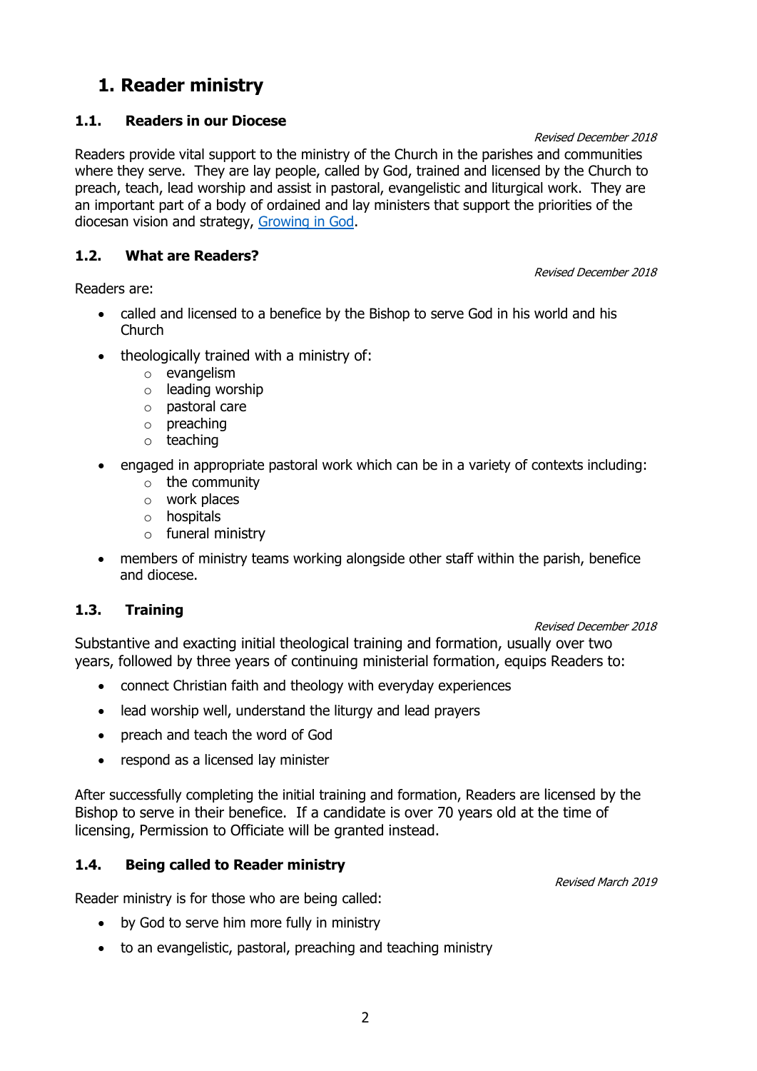# 1. Reader ministry

## 1.1. Readers in our Diocese

*Revised December 2018*

Readers provide vital support to the ministry of the Church in the parishes and communities where they serve. They are lay people, called by God, trained and licensed by the Church to preach, teach, lead worship and assist in pastoral, evangelistic and liturgical work. They are an important part of a body of ordained and lay ministers that support the priorities of the diocesan vision and strategy, Growing in God.

## 1.2. What are Readers?

*Revised December 2018*

Readers are:

- called and licensed to a benefice by the Bishop to serve God in his world and his Church
- theologically trained with a ministry of:
  - evangelism
  - leading worship
  - pastoral care
  - preaching
  - teaching
- engaged in appropriate pastoral work which can be in a variety of contexts including:
  - the community
  - work places
  - hospitals
  - funeral ministry
- members of ministry teams working alongside other staff within the parish, benefice and diocese.

## 1.3. Training

*Revised December 2018*

Substantive and exacting initial theological training and formation, usually over two years, followed by three years of continuing ministerial formation, equips Readers to:

- connect Christian faith and theology with everyday experiences
- lead worship well, understand the liturgy and lead prayers
- preach and teach the word of God
- respond as a licensed lay minister

After successfully completing the initial training and formation, Readers are licensed by the Bishop to serve in their benefice. If a candidate is over 70 years old at the time of licensing, Permission to Officiate will be granted instead.

## 1.4. Being called to Reader ministry

*Revised March 2019*

Reader ministry is for those who are being called:

- by God to serve him more fully in ministry
- to an evangelistic, pastoral, preaching and teaching ministry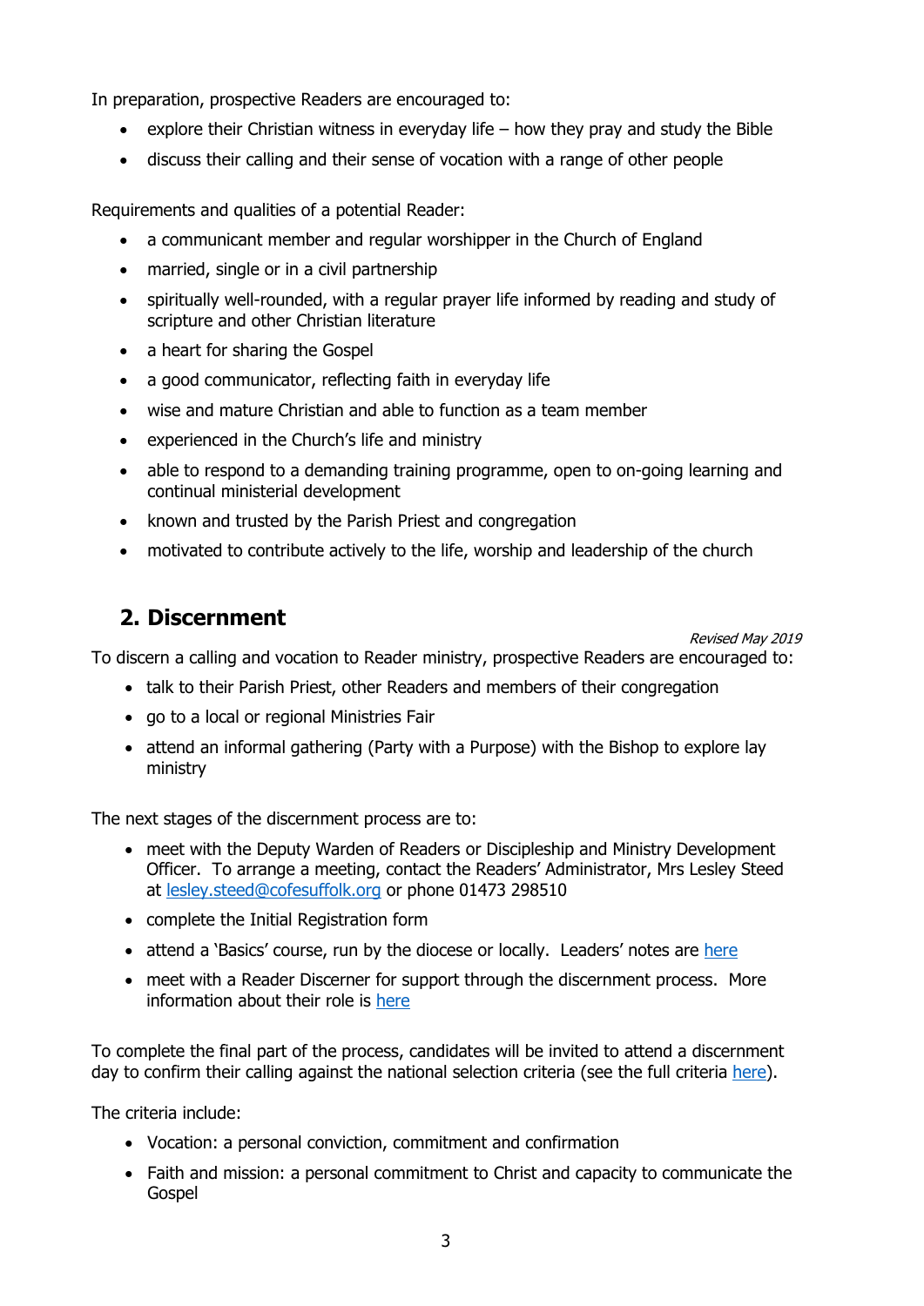In preparation, prospective Readers are encouraged to:

- explore their Christian witness in everyday life – how they pray and study the Bible
- discuss their calling and their sense of vocation with a range of other people

Requirements and qualities of a potential Reader:

- a communicant member and regular worshipper in the Church of England
- married, single or in a civil partnership
- spiritually well-rounded, with a regular prayer life informed by reading and study of scripture and other Christian literature
- a heart for sharing the Gospel
- a good communicator, reflecting faith in everyday life
- wise and mature Christian and able to function as a team member
- experienced in the Church's life and ministry
- able to respond to a demanding training programme, open to on-going learning and continual ministerial development
- known and trusted by the Parish Priest and congregation
- motivated to contribute actively to the life, worship and leadership of the church

## 2. Discernment

*Revised May 2019*

To discern a calling and vocation to Reader ministry, prospective Readers are encouraged to:

- talk to their Parish Priest, other Readers and members of their congregation
- go to a local or regional Ministries Fair
- attend an informal gathering (Party with a Purpose) with the Bishop to explore lay ministry

The next stages of the discernment process are to:

- meet with the Deputy Warden of Readers or Discipleship and Ministry Development Officer. To arrange a meeting, contact the Readers' Administrator, Mrs Lesley Steed at lesley.steed@cofesuffolk.org or phone 01473 298510
- complete the Initial Registration form
- attend a 'Basics' course, run by the diocese or locally. Leaders' notes are here
- meet with a Reader Discerner for support through the discernment process. More information about their role is here

To complete the final part of the process, candidates will be invited to attend a discernment day to confirm their calling against the national selection criteria (see the full criteria here).

The criteria include:

- Vocation: a personal conviction, commitment and confirmation
- Faith and mission: a personal commitment to Christ and capacity to communicate the Gospel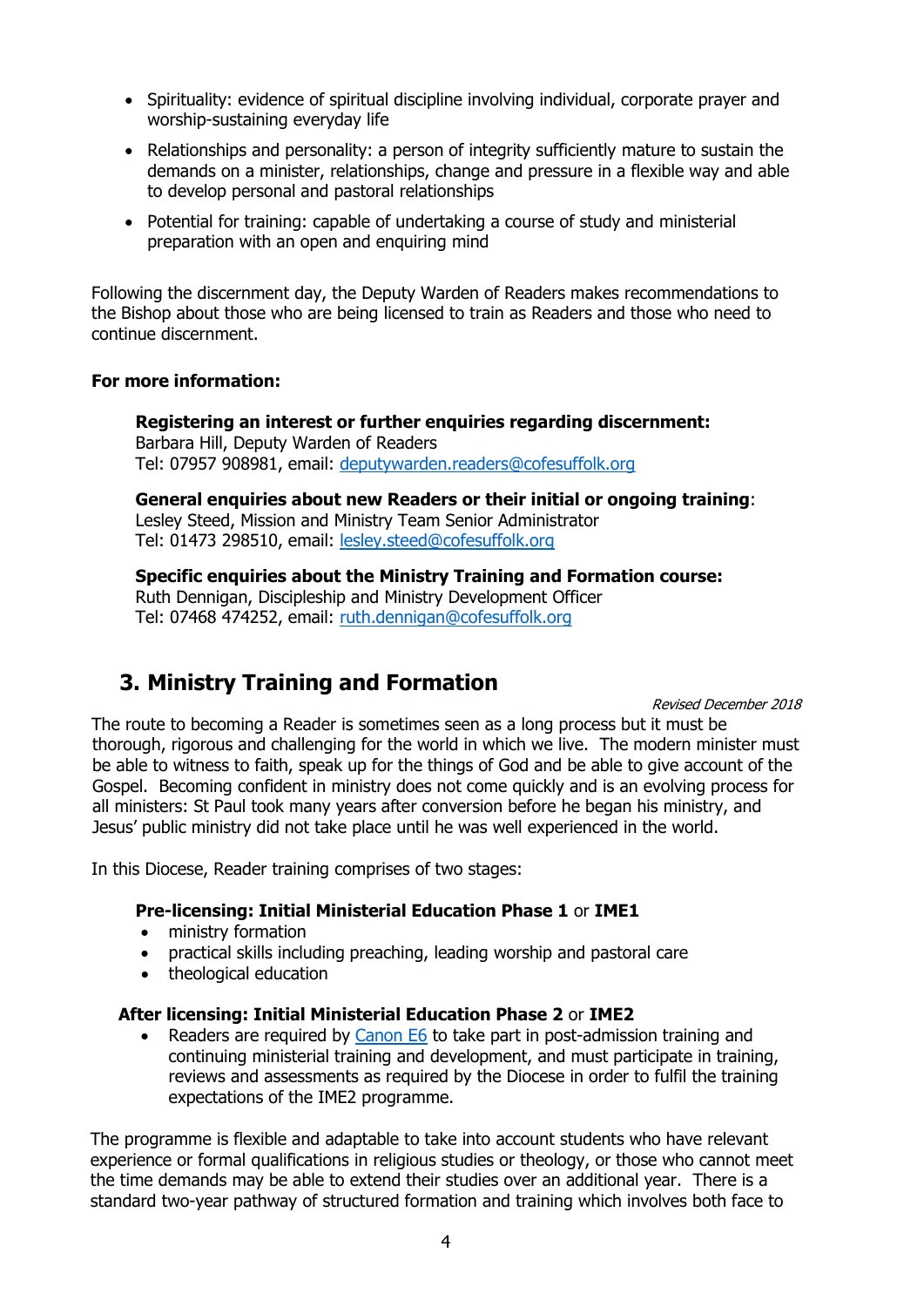- Spirituality: evidence of spiritual discipline involving individual, corporate prayer and worship-sustaining everyday life
- Relationships and personality: a person of integrity sufficiently mature to sustain the demands on a minister, relationships, change and pressure in a flexible way and able to develop personal and pastoral relationships
- Potential for training: capable of undertaking a course of study and ministerial preparation with an open and enquiring mind

Following the discernment day, the Deputy Warden of Readers makes recommendations to the Bishop about those who are being licensed to train as Readers and those who need to continue discernment.

**For more information:**

**Registering an interest or further enquiries regarding discernment:**
Barbara Hill, Deputy Warden of Readers
Tel: 07957 908981, email: deputywarden.readers@cofesuffolk.org

**General enquiries about new Readers or their initial or ongoing training**:
Lesley Steed, Mission and Ministry Team Senior Administrator
Tel: 01473 298510, email: lesley.steed@cofesuffolk.org

**Specific enquiries about the Ministry Training and Formation course:**
Ruth Dennigan, Discipleship and Ministry Development Officer
Tel: 07468 474252, email: ruth.dennigan@cofesuffolk.org

## 3. Ministry Training and Formation

*Revised December 2018*

The route to becoming a Reader is sometimes seen as a long process but it must be thorough, rigorous and challenging for the world in which we live. The modern minister must be able to witness to faith, speak up for the things of God and be able to give account of the Gospel. Becoming confident in ministry does not come quickly and is an evolving process for all ministers: St Paul took many years after conversion before he began his ministry, and Jesus' public ministry did not take place until he was well experienced in the world.

In this Diocese, Reader training comprises of two stages:

**Pre-licensing: Initial Ministerial Education Phase 1** or **IME1**
- ministry formation
- practical skills including preaching, leading worship and pastoral care
- theological education

**After licensing: Initial Ministerial Education Phase 2** or **IME2**
- Readers are required by Canon E6 to take part in post-admission training and continuing ministerial training and development, and must participate in training, reviews and assessments as required by the Diocese in order to fulfil the training expectations of the IME2 programme.

The programme is flexible and adaptable to take into account students who have relevant experience or formal qualifications in religious studies or theology, or those who cannot meet the time demands may be able to extend their studies over an additional year. There is a standard two-year pathway of structured formation and training which involves both face to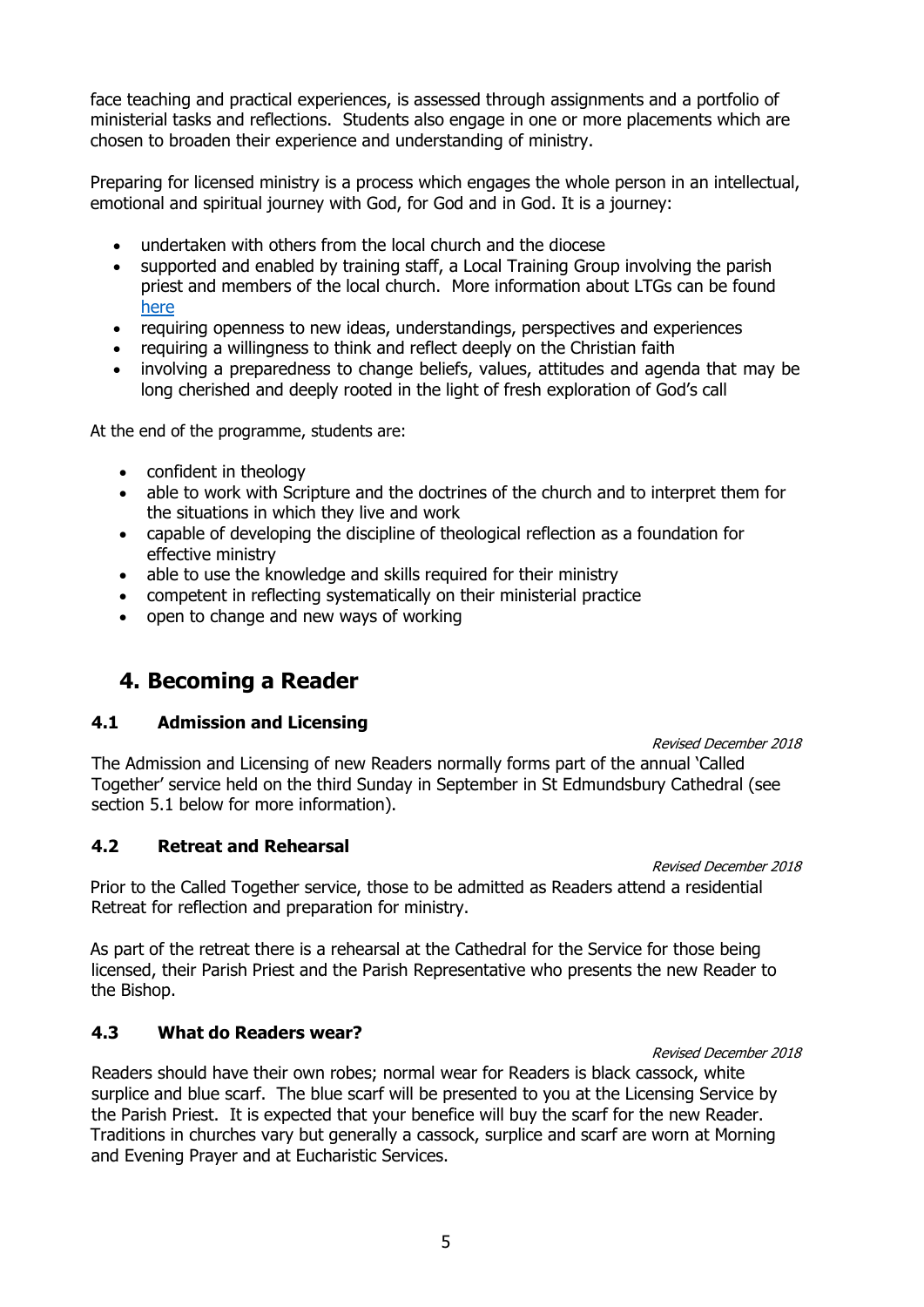face teaching and practical experiences, is assessed through assignments and a portfolio of ministerial tasks and reflections. Students also engage in one or more placements which are chosen to broaden their experience and understanding of ministry.

Preparing for licensed ministry is a process which engages the whole person in an intellectual, emotional and spiritual journey with God, for God and in God. It is a journey:

- undertaken with others from the local church and the diocese
- supported and enabled by training staff, a Local Training Group involving the parish priest and members of the local church. More information about LTGs can be found here
- requiring openness to new ideas, understandings, perspectives and experiences
- requiring a willingness to think and reflect deeply on the Christian faith
- involving a preparedness to change beliefs, values, attitudes and agenda that may be long cherished and deeply rooted in the light of fresh exploration of God's call

At the end of the programme, students are:

- confident in theology
- able to work with Scripture and the doctrines of the church and to interpret them for the situations in which they live and work
- capable of developing the discipline of theological reflection as a foundation for effective ministry
- able to use the knowledge and skills required for their ministry
- competent in reflecting systematically on their ministerial practice
- open to change and new ways of working

## 4. Becoming a Reader

### 4.1 Admission and Licensing

*Revised December 2018*

The Admission and Licensing of new Readers normally forms part of the annual 'Called Together' service held on the third Sunday in September in St Edmundsbury Cathedral (see section 5.1 below for more information).

### 4.2 Retreat and Rehearsal

*Revised December 2018*

Prior to the Called Together service, those to be admitted as Readers attend a residential Retreat for reflection and preparation for ministry.

As part of the retreat there is a rehearsal at the Cathedral for the Service for those being licensed, their Parish Priest and the Parish Representative who presents the new Reader to the Bishop.

### 4.3 What do Readers wear?

*Revised December 2018*

Readers should have their own robes; normal wear for Readers is black cassock, white surplice and blue scarf. The blue scarf will be presented to you at the Licensing Service by the Parish Priest. It is expected that your benefice will buy the scarf for the new Reader. Traditions in churches vary but generally a cassock, surplice and scarf are worn at Morning and Evening Prayer and at Eucharistic Services.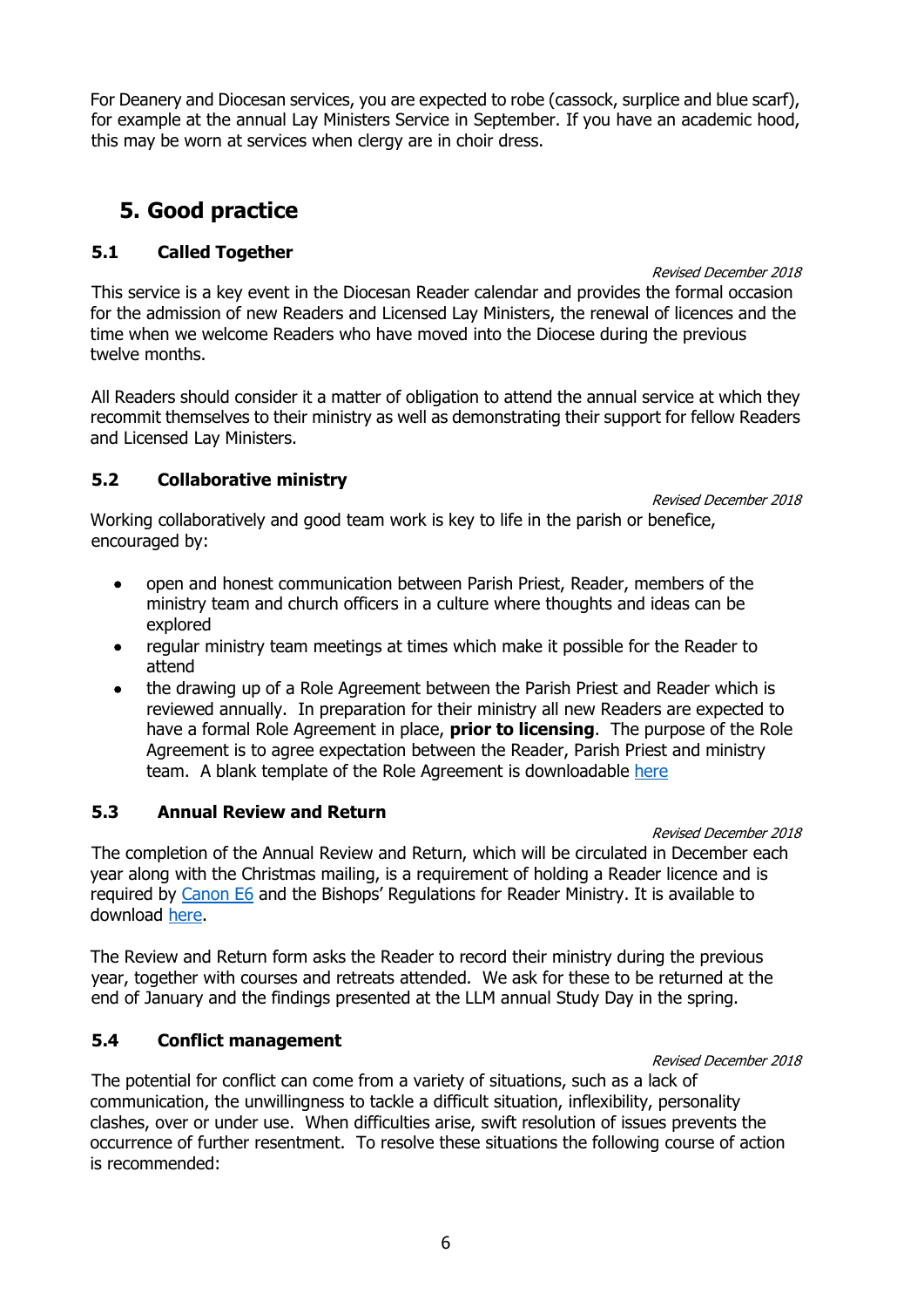For Deanery and Diocesan services, you are expected to robe (cassock, surplice and blue scarf), for example at the annual Lay Ministers Service in September. If you have an academic hood, this may be worn at services when clergy are in choir dress.

## 5. Good practice

### 5.1 Called Together

*Revised December 2018*

This service is a key event in the Diocesan Reader calendar and provides the formal occasion for the admission of new Readers and Licensed Lay Ministers, the renewal of licences and the time when we welcome Readers who have moved into the Diocese during the previous twelve months.

All Readers should consider it a matter of obligation to attend the annual service at which they recommit themselves to their ministry as well as demonstrating their support for fellow Readers and Licensed Lay Ministers.

### 5.2 Collaborative ministry

*Revised December 2018*

Working collaboratively and good team work is key to life in the parish or benefice, encouraged by:

- open and honest communication between Parish Priest, Reader, members of the ministry team and church officers in a culture where thoughts and ideas can be explored
- regular ministry team meetings at times which make it possible for the Reader to attend
- the drawing up of a Role Agreement between the Parish Priest and Reader which is reviewed annually. In preparation for their ministry all new Readers are expected to have a formal Role Agreement in place, **prior to licensing**. The purpose of the Role Agreement is to agree expectation between the Reader, Parish Priest and ministry team. A blank template of the Role Agreement is downloadable here

### 5.3 Annual Review and Return

*Revised December 2018*

The completion of the Annual Review and Return, which will be circulated in December each year along with the Christmas mailing, is a requirement of holding a Reader licence and is required by Canon E6 and the Bishops' Regulations for Reader Ministry. It is available to download here.

The Review and Return form asks the Reader to record their ministry during the previous year, together with courses and retreats attended. We ask for these to be returned at the end of January and the findings presented at the LLM annual Study Day in the spring.

### 5.4 Conflict management

*Revised December 2018*

The potential for conflict can come from a variety of situations, such as a lack of communication, the unwillingness to tackle a difficult situation, inflexibility, personality clashes, over or under use. When difficulties arise, swift resolution of issues prevents the occurrence of further resentment. To resolve these situations the following course of action is recommended: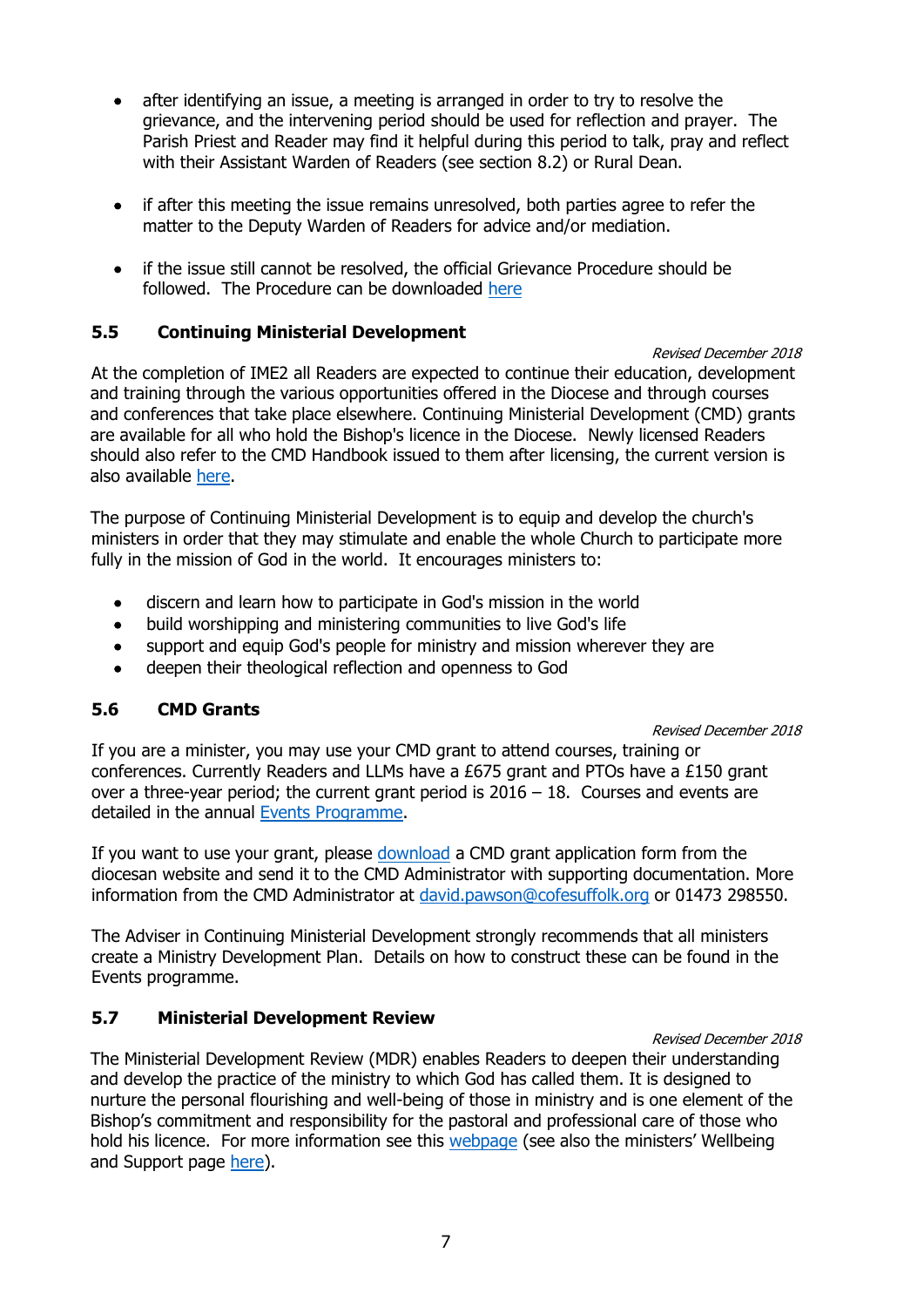- after identifying an issue, a meeting is arranged in order to try to resolve the grievance, and the intervening period should be used for reflection and prayer. The Parish Priest and Reader may find it helpful during this period to talk, pray and reflect with their Assistant Warden of Readers (see section 8.2) or Rural Dean.

- if after this meeting the issue remains unresolved, both parties agree to refer the matter to the Deputy Warden of Readers for advice and/or mediation.

- if the issue still cannot be resolved, the official Grievance Procedure should be followed. The Procedure can be downloaded [here]()

## 5.5 Continuing Ministerial Development

*Revised December 2018*

At the completion of IME2 all Readers are expected to continue their education, development and training through the various opportunities offered in the Diocese and through courses and conferences that take place elsewhere. Continuing Ministerial Development (CMD) grants are available for all who hold the Bishop's licence in the Diocese. Newly licensed Readers should also refer to the CMD Handbook issued to them after licensing, the current version is also available [here]().

The purpose of Continuing Ministerial Development is to equip and develop the church's ministers in order that they may stimulate and enable the whole Church to participate more fully in the mission of God in the world. It encourages ministers to:

- discern and learn how to participate in God's mission in the world
- build worshipping and ministering communities to live God's life
- support and equip God's people for ministry and mission wherever they are
- deepen their theological reflection and openness to God

## 5.6 CMD Grants

*Revised December 2018*

If you are a minister, you may use your CMD grant to attend courses, training or conferences. Currently Readers and LLMs have a £675 grant and PTOs have a £150 grant over a three-year period; the current grant period is 2016 – 18. Courses and events are detailed in the annual [Events Programme]().

If you want to use your grant, please [download]() a CMD grant application form from the diocesan website and send it to the CMD Administrator with supporting documentation. More information from the CMD Administrator at [david.pawson@cofesuffolk.org]() or 01473 298550.

The Adviser in Continuing Ministerial Development strongly recommends that all ministers create a Ministry Development Plan. Details on how to construct these can be found in the Events programme.

## 5.7 Ministerial Development Review

*Revised December 2018*

The Ministerial Development Review (MDR) enables Readers to deepen their understanding and develop the practice of the ministry to which God has called them. It is designed to nurture the personal flourishing and well-being of those in ministry and is one element of the Bishop's commitment and responsibility for the pastoral and professional care of those who hold his licence. For more information see this [webpage]() (see also the ministers' Wellbeing and Support page [here]()).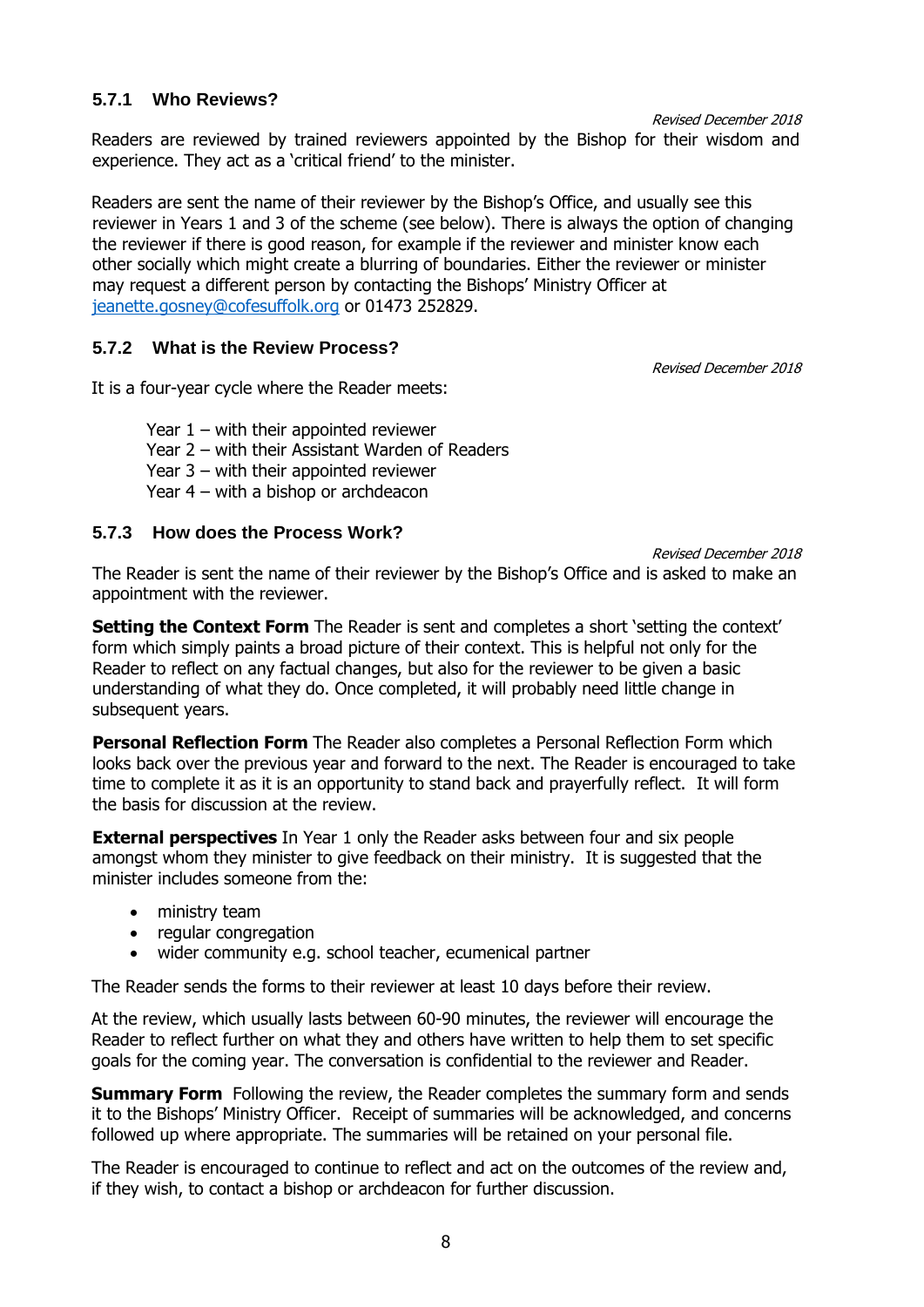### 5.7.1 Who Reviews?

*Revised December 2018*

Readers are reviewed by trained reviewers appointed by the Bishop for their wisdom and experience. They act as a 'critical friend' to the minister.

Readers are sent the name of their reviewer by the Bishop's Office, and usually see this reviewer in Years 1 and 3 of the scheme (see below). There is always the option of changing the reviewer if there is good reason, for example if the reviewer and minister know each other socially which might create a blurring of boundaries. Either the reviewer or minister may request a different person by contacting the Bishops' Ministry Officer at jeanette.gosney@cofesuffolk.org or 01473 252829.

### 5.7.2 What is the Review Process?

*Revised December 2018*

It is a four-year cycle where the Reader meets:

Year 1 – with their appointed reviewer
Year 2 – with their Assistant Warden of Readers
Year 3 – with their appointed reviewer
Year 4 – with a bishop or archdeacon

### 5.7.3 How does the Process Work?

*Revised December 2018*

The Reader is sent the name of their reviewer by the Bishop's Office and is asked to make an appointment with the reviewer.

**Setting the Context Form** The Reader is sent and completes a short 'setting the context' form which simply paints a broad picture of their context. This is helpful not only for the Reader to reflect on any factual changes, but also for the reviewer to be given a basic understanding of what they do. Once completed, it will probably need little change in subsequent years.

**Personal Reflection Form** The Reader also completes a Personal Reflection Form which looks back over the previous year and forward to the next. The Reader is encouraged to take time to complete it as it is an opportunity to stand back and prayerfully reflect. It will form the basis for discussion at the review.

**External perspectives** In Year 1 only the Reader asks between four and six people amongst whom they minister to give feedback on their ministry. It is suggested that the minister includes someone from the:

- ministry team
- regular congregation
- wider community e.g. school teacher, ecumenical partner

The Reader sends the forms to their reviewer at least 10 days before their review.

At the review, which usually lasts between 60-90 minutes, the reviewer will encourage the Reader to reflect further on what they and others have written to help them to set specific goals for the coming year. The conversation is confidential to the reviewer and Reader.

**Summary Form** Following the review, the Reader completes the summary form and sends it to the Bishops' Ministry Officer. Receipt of summaries will be acknowledged, and concerns followed up where appropriate. The summaries will be retained on your personal file.

The Reader is encouraged to continue to reflect and act on the outcomes of the review and, if they wish, to contact a bishop or archdeacon for further discussion.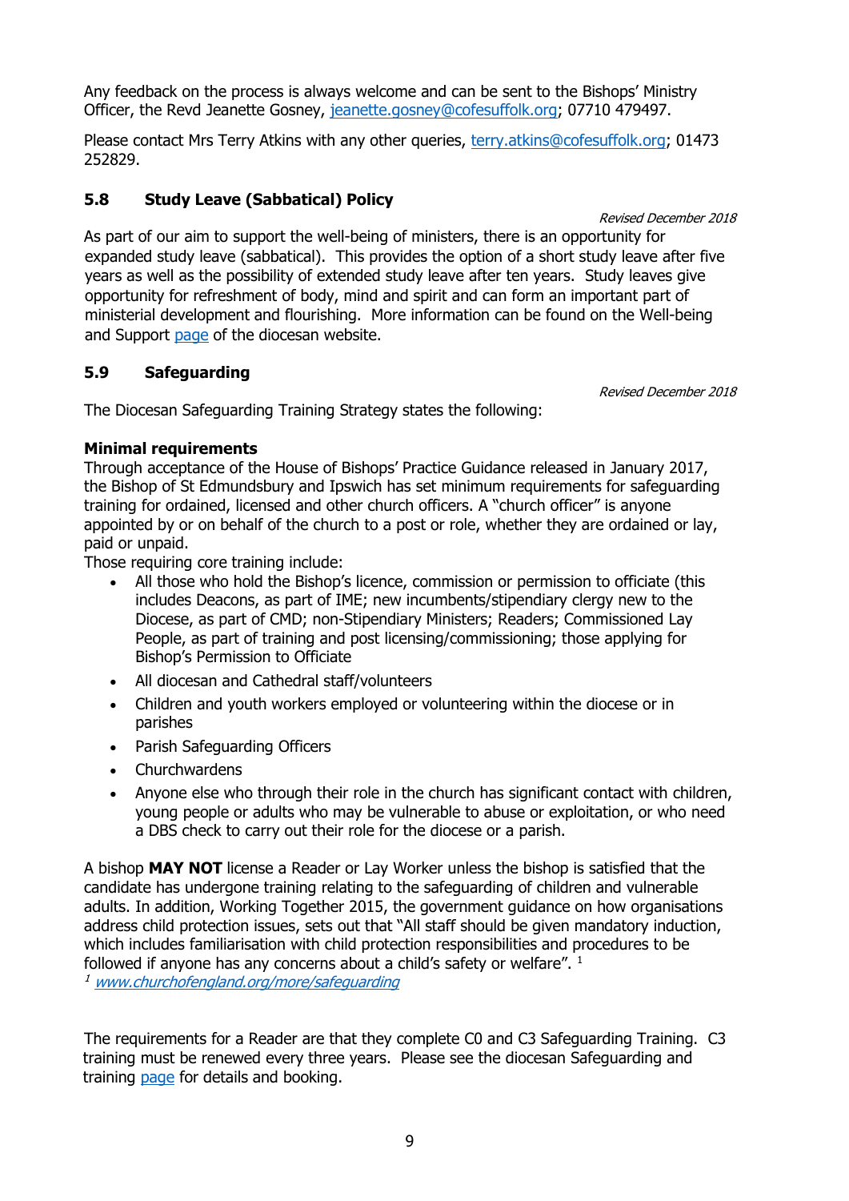Any feedback on the process is always welcome and can be sent to the Bishops' Ministry Officer, the Revd Jeanette Gosney, jeanette.gosney@cofesuffolk.org; 07710 479497.

Please contact Mrs Terry Atkins with any other queries, terry.atkins@cofesuffolk.org; 01473 252829.

## 5.8 Study Leave (Sabbatical) Policy

*Revised December 2018*

As part of our aim to support the well-being of ministers, there is an opportunity for expanded study leave (sabbatical). This provides the option of a short study leave after five years as well as the possibility of extended study leave after ten years. Study leaves give opportunity for refreshment of body, mind and spirit and can form an important part of ministerial development and flourishing. More information can be found on the Well-being and Support page of the diocesan website.

## 5.9 Safeguarding

*Revised December 2018*

The Diocesan Safeguarding Training Strategy states the following:

**Minimal requirements**

Through acceptance of the House of Bishops' Practice Guidance released in January 2017, the Bishop of St Edmundsbury and Ipswich has set minimum requirements for safeguarding training for ordained, licensed and other church officers. A "church officer" is anyone appointed by or on behalf of the church to a post or role, whether they are ordained or lay, paid or unpaid.

Those requiring core training include:

- All those who hold the Bishop's licence, commission or permission to officiate (this includes Deacons, as part of IME; new incumbents/stipendiary clergy new to the Diocese, as part of CMD; non-Stipendiary Ministers; Readers; Commissioned Lay People, as part of training and post licensing/commissioning; those applying for Bishop's Permission to Officiate
- All diocesan and Cathedral staff/volunteers
- Children and youth workers employed or volunteering within the diocese or in parishes
- Parish Safeguarding Officers
- Churchwardens
- Anyone else who through their role in the church has significant contact with children, young people or adults who may be vulnerable to abuse or exploitation, or who need a DBS check to carry out their role for the diocese or a parish.

A bishop **MAY NOT** license a Reader or Lay Worker unless the bishop is satisfied that the candidate has undergone training relating to the safeguarding of children and vulnerable adults. In addition, Working Together 2015, the government guidance on how organisations address child protection issues, sets out that "All staff should be given mandatory induction, which includes familiarisation with child protection responsibilities and procedures to be followed if anyone has any concerns about a child's safety or welfare". [1]

[1] *www.churchofengland.org/more/safeguarding*

The requirements for a Reader are that they complete C0 and C3 Safeguarding Training. C3 training must be renewed every three years. Please see the diocesan Safeguarding and training page for details and booking.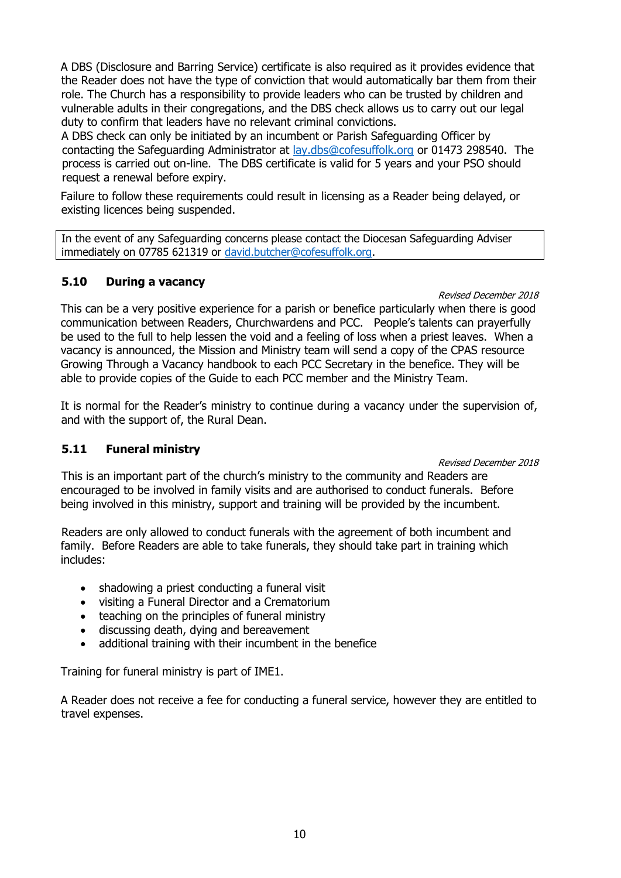A DBS (Disclosure and Barring Service) certificate is also required as it provides evidence that the Reader does not have the type of conviction that would automatically bar them from their role. The Church has a responsibility to provide leaders who can be trusted by children and vulnerable adults in their congregations, and the DBS check allows us to carry out our legal duty to confirm that leaders have no relevant criminal convictions.
A DBS check can only be initiated by an incumbent or Parish Safeguarding Officer by contacting the Safeguarding Administrator at lay.dbs@cofesuffolk.org or 01473 298540. The process is carried out on-line. The DBS certificate is valid for 5 years and your PSO should request a renewal before expiry.

Failure to follow these requirements could result in licensing as a Reader being delayed, or existing licences being suspended.

| In the event of any Safeguarding concerns please contact the Diocesan Safeguarding Adviser immediately on 07785 621319 or david.butcher@cofesuffolk.org. |
|---|

### 5.10 During a vacancy

*Revised December 2018*

This can be a very positive experience for a parish or benefice particularly when there is good communication between Readers, Churchwardens and PCC. People's talents can prayerfully be used to the full to help lessen the void and a feeling of loss when a priest leaves. When a vacancy is announced, the Mission and Ministry team will send a copy of the CPAS resource Growing Through a Vacancy handbook to each PCC Secretary in the benefice. They will be able to provide copies of the Guide to each PCC member and the Ministry Team.

It is normal for the Reader's ministry to continue during a vacancy under the supervision of, and with the support of, the Rural Dean.

### 5.11 Funeral ministry

*Revised December 2018*

This is an important part of the church's ministry to the community and Readers are encouraged to be involved in family visits and are authorised to conduct funerals. Before being involved in this ministry, support and training will be provided by the incumbent.

Readers are only allowed to conduct funerals with the agreement of both incumbent and family. Before Readers are able to take funerals, they should take part in training which includes:

- shadowing a priest conducting a funeral visit
- visiting a Funeral Director and a Crematorium
- teaching on the principles of funeral ministry
- discussing death, dying and bereavement
- additional training with their incumbent in the benefice

Training for funeral ministry is part of IME1.

A Reader does not receive a fee for conducting a funeral service, however they are entitled to travel expenses.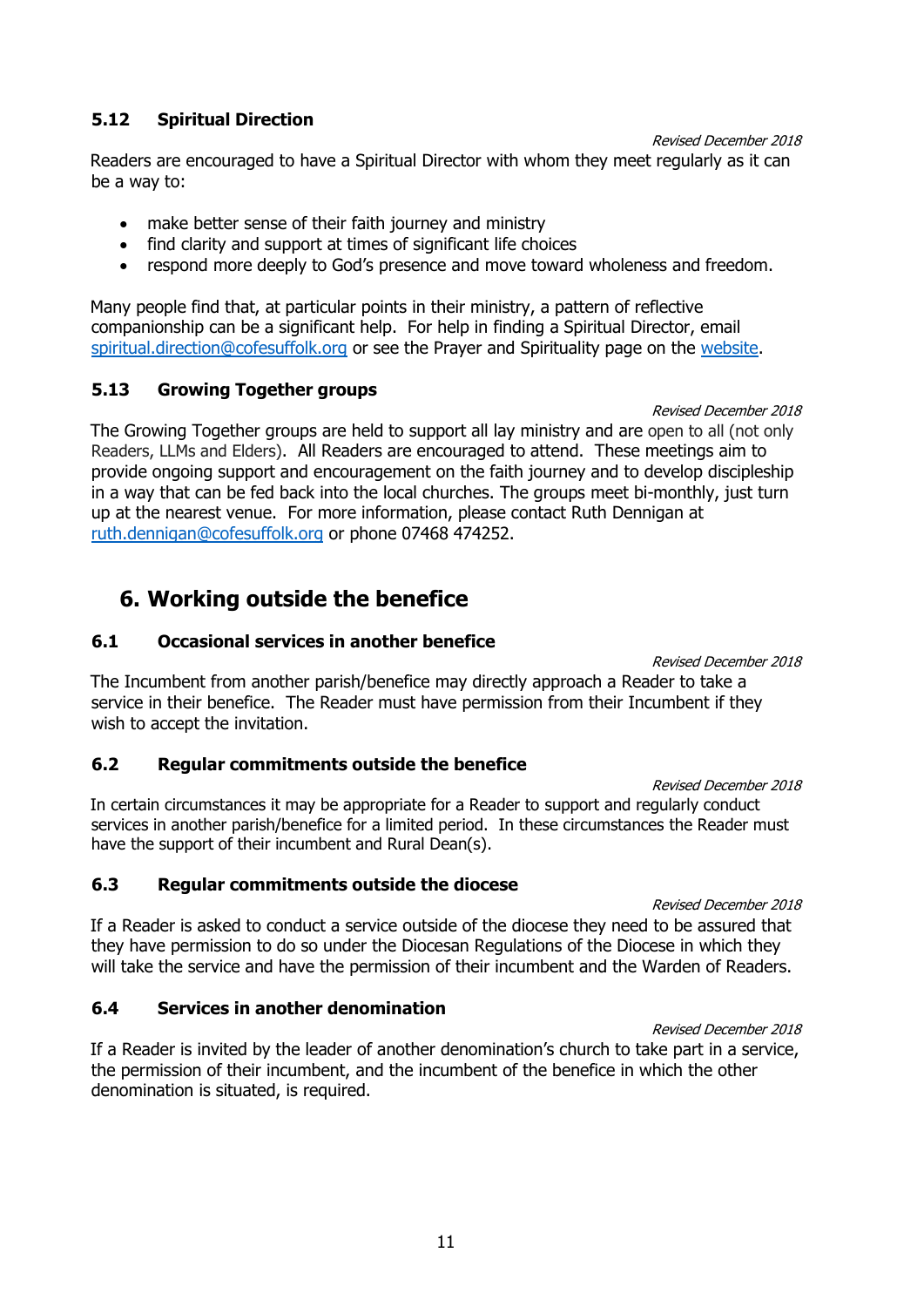### 5.12 Spiritual Direction

*Revised December 2018*

Readers are encouraged to have a Spiritual Director with whom they meet regularly as it can be a way to:

- make better sense of their faith journey and ministry
- find clarity and support at times of significant life choices
- respond more deeply to God's presence and move toward wholeness and freedom.

Many people find that, at particular points in their ministry, a pattern of reflective companionship can be a significant help. For help in finding a Spiritual Director, email spiritual.direction@cofesuffolk.org or see the Prayer and Spirituality page on the website.

### 5.13 Growing Together groups

*Revised December 2018*

The Growing Together groups are held to support all lay ministry and are open to all (not only Readers, LLMs and Elders). All Readers are encouraged to attend. These meetings aim to provide ongoing support and encouragement on the faith journey and to develop discipleship in a way that can be fed back into the local churches. The groups meet bi-monthly, just turn up at the nearest venue. For more information, please contact Ruth Dennigan at ruth.dennigan@cofesuffolk.org or phone 07468 474252.

## 6. Working outside the benefice

### 6.1 Occasional services in another benefice

*Revised December 2018*

The Incumbent from another parish/benefice may directly approach a Reader to take a service in their benefice. The Reader must have permission from their Incumbent if they wish to accept the invitation.

### 6.2 Regular commitments outside the benefice

*Revised December 2018*

In certain circumstances it may be appropriate for a Reader to support and regularly conduct services in another parish/benefice for a limited period. In these circumstances the Reader must have the support of their incumbent and Rural Dean(s).

### 6.3 Regular commitments outside the diocese

*Revised December 2018*

If a Reader is asked to conduct a service outside of the diocese they need to be assured that they have permission to do so under the Diocesan Regulations of the Diocese in which they will take the service and have the permission of their incumbent and the Warden of Readers.

### 6.4 Services in another denomination

*Revised December 2018*

If a Reader is invited by the leader of another denomination's church to take part in a service, the permission of their incumbent, and the incumbent of the benefice in which the other denomination is situated, is required.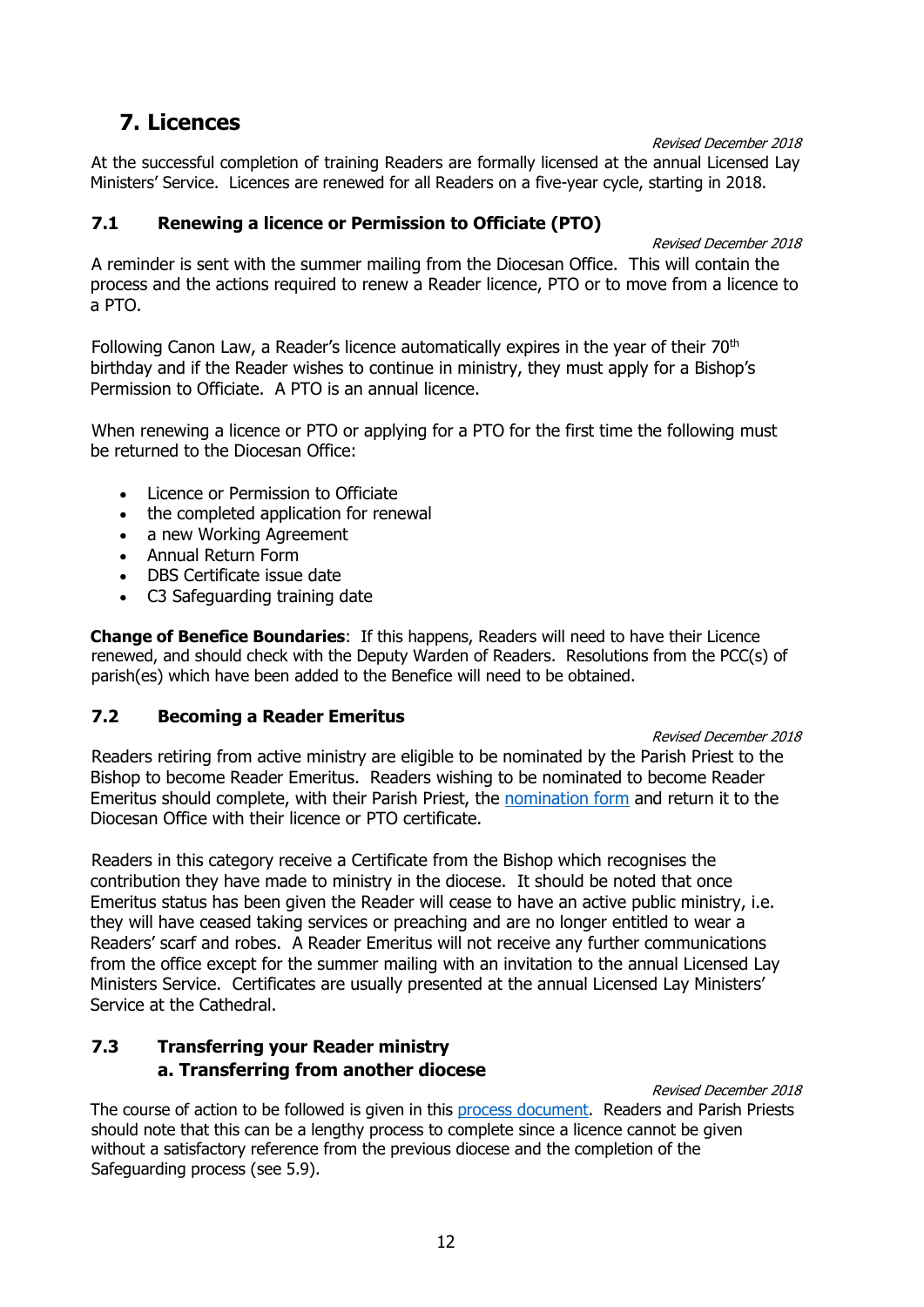# 7. Licences

*Revised December 2018*

At the successful completion of training Readers are formally licensed at the annual Licensed Lay Ministers' Service. Licences are renewed for all Readers on a five-year cycle, starting in 2018.

## 7.1 Renewing a licence or Permission to Officiate (PTO)

*Revised December 2018*

A reminder is sent with the summer mailing from the Diocesan Office. This will contain the process and the actions required to renew a Reader licence, PTO or to move from a licence to a PTO.

Following Canon Law, a Reader's licence automatically expires in the year of their 70th birthday and if the Reader wishes to continue in ministry, they must apply for a Bishop's Permission to Officiate. A PTO is an annual licence.

When renewing a licence or PTO or applying for a PTO for the first time the following must be returned to the Diocesan Office:

- Licence or Permission to Officiate
- the completed application for renewal
- a new Working Agreement
- Annual Return Form
- DBS Certificate issue date
- C3 Safeguarding training date

**Change of Benefice Boundaries**: If this happens, Readers will need to have their Licence renewed, and should check with the Deputy Warden of Readers. Resolutions from the PCC(s) of parish(es) which have been added to the Benefice will need to be obtained.

## 7.2 Becoming a Reader Emeritus

*Revised December 2018*

Readers retiring from active ministry are eligible to be nominated by the Parish Priest to the Bishop to become Reader Emeritus. Readers wishing to be nominated to become Reader Emeritus should complete, with their Parish Priest, the nomination form and return it to the Diocesan Office with their licence or PTO certificate.

Readers in this category receive a Certificate from the Bishop which recognises the contribution they have made to ministry in the diocese. It should be noted that once Emeritus status has been given the Reader will cease to have an active public ministry, i.e. they will have ceased taking services or preaching and are no longer entitled to wear a Readers' scarf and robes. A Reader Emeritus will not receive any further communications from the office except for the summer mailing with an invitation to the annual Licensed Lay Ministers Service. Certificates are usually presented at the annual Licensed Lay Ministers' Service at the Cathedral.

## 7.3 Transferring your Reader ministry

### a. Transferring from another diocese

*Revised December 2018*

The course of action to be followed is given in this process document. Readers and Parish Priests should note that this can be a lengthy process to complete since a licence cannot be given without a satisfactory reference from the previous diocese and the completion of the Safeguarding process (see 5.9).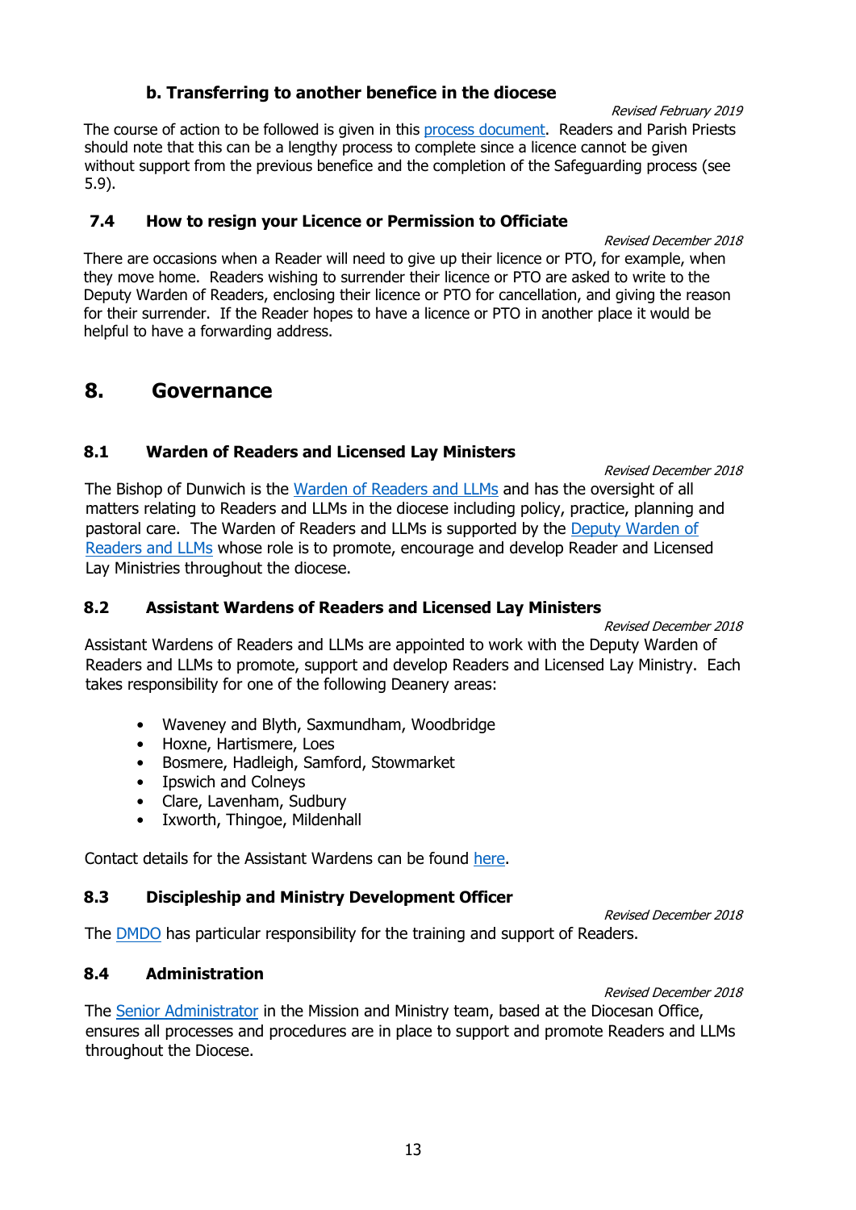### b. Transferring to another benefice in the diocese

*Revised February 2019*

The course of action to be followed is given in this process document. Readers and Parish Priests should note that this can be a lengthy process to complete since a licence cannot be given without support from the previous benefice and the completion of the Safeguarding process (see 5.9).

### 7.4 How to resign your Licence or Permission to Officiate

*Revised December 2018*

There are occasions when a Reader will need to give up their licence or PTO, for example, when they move home. Readers wishing to surrender their licence or PTO are asked to write to the Deputy Warden of Readers, enclosing their licence or PTO for cancellation, and giving the reason for their surrender. If the Reader hopes to have a licence or PTO in another place it would be helpful to have a forwarding address.

## 8. Governance

### 8.1 Warden of Readers and Licensed Lay Ministers

*Revised December 2018*

The Bishop of Dunwich is the Warden of Readers and LLMs and has the oversight of all matters relating to Readers and LLMs in the diocese including policy, practice, planning and pastoral care. The Warden of Readers and LLMs is supported by the Deputy Warden of Readers and LLMs whose role is to promote, encourage and develop Reader and Licensed Lay Ministries throughout the diocese.

### 8.2 Assistant Wardens of Readers and Licensed Lay Ministers

*Revised December 2018*

Assistant Wardens of Readers and LLMs are appointed to work with the Deputy Warden of Readers and LLMs to promote, support and develop Readers and Licensed Lay Ministry. Each takes responsibility for one of the following Deanery areas:

- Waveney and Blyth, Saxmundham, Woodbridge
- Hoxne, Hartismere, Loes
- Bosmere, Hadleigh, Samford, Stowmarket
- Ipswich and Colneys
- Clare, Lavenham, Sudbury
- Ixworth, Thingoe, Mildenhall

Contact details for the Assistant Wardens can be found here.

### 8.3 Discipleship and Ministry Development Officer

*Revised December 2018*

The DMDO has particular responsibility for the training and support of Readers.

### 8.4 Administration

*Revised December 2018*

The Senior Administrator in the Mission and Ministry team, based at the Diocesan Office, ensures all processes and procedures are in place to support and promote Readers and LLMs throughout the Diocese.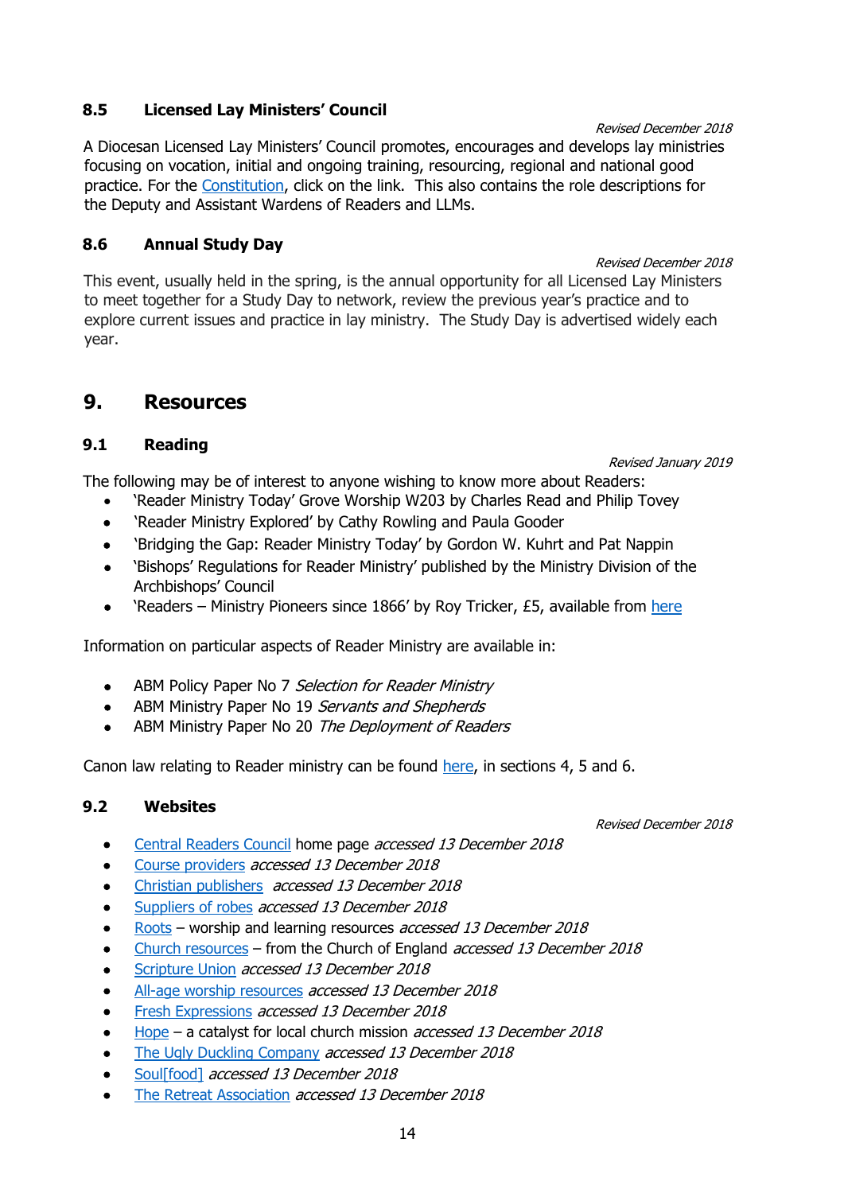### 8.5 Licensed Lay Ministers' Council

*Revised December 2018*

A Diocesan Licensed Lay Ministers' Council promotes, encourages and develops lay ministries focusing on vocation, initial and ongoing training, resourcing, regional and national good practice. For the Constitution, click on the link. This also contains the role descriptions for the Deputy and Assistant Wardens of Readers and LLMs.

### 8.6 Annual Study Day

*Revised December 2018*

This event, usually held in the spring, is the annual opportunity for all Licensed Lay Ministers to meet together for a Study Day to network, review the previous year's practice and to explore current issues and practice in lay ministry. The Study Day is advertised widely each year.

## 9. Resources

### 9.1 Reading

*Revised January 2019*

The following may be of interest to anyone wishing to know more about Readers:

- 'Reader Ministry Today' Grove Worship W203 by Charles Read and Philip Tovey
- 'Reader Ministry Explored' by Cathy Rowling and Paula Gooder
- 'Bridging the Gap: Reader Ministry Today' by Gordon W. Kuhrt and Pat Nappin
- 'Bishops' Regulations for Reader Ministry' published by the Ministry Division of the Archbishops' Council
- 'Readers – Ministry Pioneers since 1866' by Roy Tricker, £5, available from here

Information on particular aspects of Reader Ministry are available in:

- ABM Policy Paper No 7 *Selection for Reader Ministry*
- ABM Ministry Paper No 19 *Servants and Shepherds*
- ABM Ministry Paper No 20 *The Deployment of Readers*

Canon law relating to Reader ministry can be found here, in sections 4, 5 and 6.

### 9.2 Websites

*Revised December 2018*

- Central Readers Council home page *accessed 13 December 2018*
- Course providers *accessed 13 December 2018*
- Christian publishers *accessed 13 December 2018*
- Suppliers of robes *accessed 13 December 2018*
- Roots – worship and learning resources *accessed 13 December 2018*
- Church resources – from the Church of England *accessed 13 December 2018*
- Scripture Union *accessed 13 December 2018*
- All-age worship resources *accessed 13 December 2018*
- Fresh Expressions *accessed 13 December 2018*
- Hope – a catalyst for local church mission *accessed 13 December 2018*
- The Ugly Duckling Company *accessed 13 December 2018*
- Soul[food] *accessed 13 December 2018*
- The Retreat Association *accessed 13 December 2018*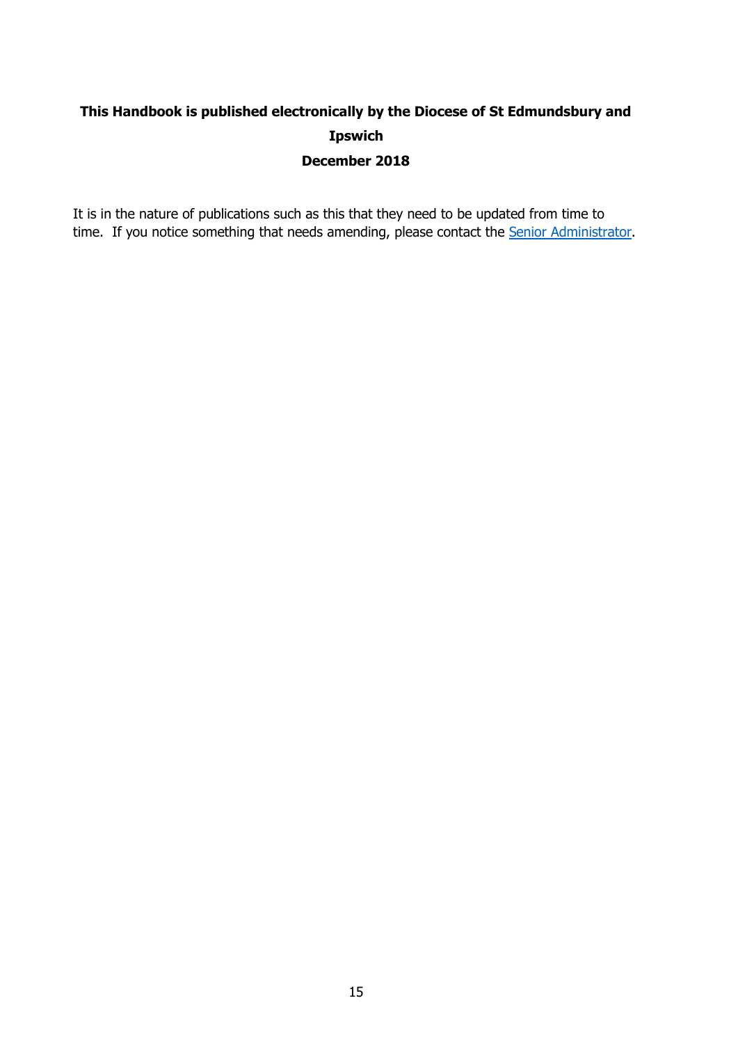**This Handbook is published electronically by the Diocese of St Edmundsbury and Ipswich**

**December 2018**

It is in the nature of publications such as this that they need to be updated from time to time. If you notice something that needs amending, please contact the Senior Administrator.